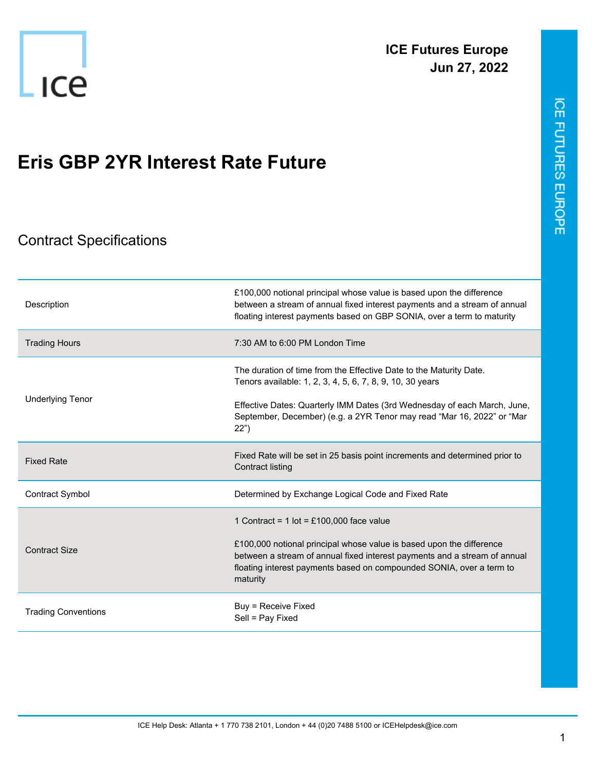ICE Futures Europe
Jun 27, 2022

# Eris GBP 2YR Interest Rate Future

## Contract Specifications

| | |
|---|---|
| Description | £100,000 notional principal whose value is based upon the difference between a stream of annual fixed interest payments and a stream of annual floating interest payments based on GBP SONIA, over a term to maturity |
| Trading Hours | 7:30 AM to 6:00 PM London Time |
| Underlying Tenor | The duration of time from the Effective Date to the Maturity Date.<br>Tenors available: 1, 2, 3, 4, 5, 6, 7, 8, 9, 10, 30 years<br><br>Effective Dates: Quarterly IMM Dates (3rd Wednesday of each March, June, September, December) (e.g. a 2YR Tenor may read "Mar 16, 2022" or "Mar 22") |
| Fixed Rate | Fixed Rate will be set in 25 basis point increments and determined prior to Contract listing |
| Contract Symbol | Determined by Exchange Logical Code and Fixed Rate |
| Contract Size | 1 Contract = 1 lot = £100,000 face value<br><br>£100,000 notional principal whose value is based upon the difference between a stream of annual fixed interest payments and a stream of annual floating interest payments based on compounded SONIA, over a term to maturity |
| Trading Conventions | Buy = Receive Fixed<br>Sell = Pay Fixed |

ICE Help Desk: Atlanta + 1 770 738 2101, London + 44 (0)20 7488 5100 or ICEHelpdesk@ice.com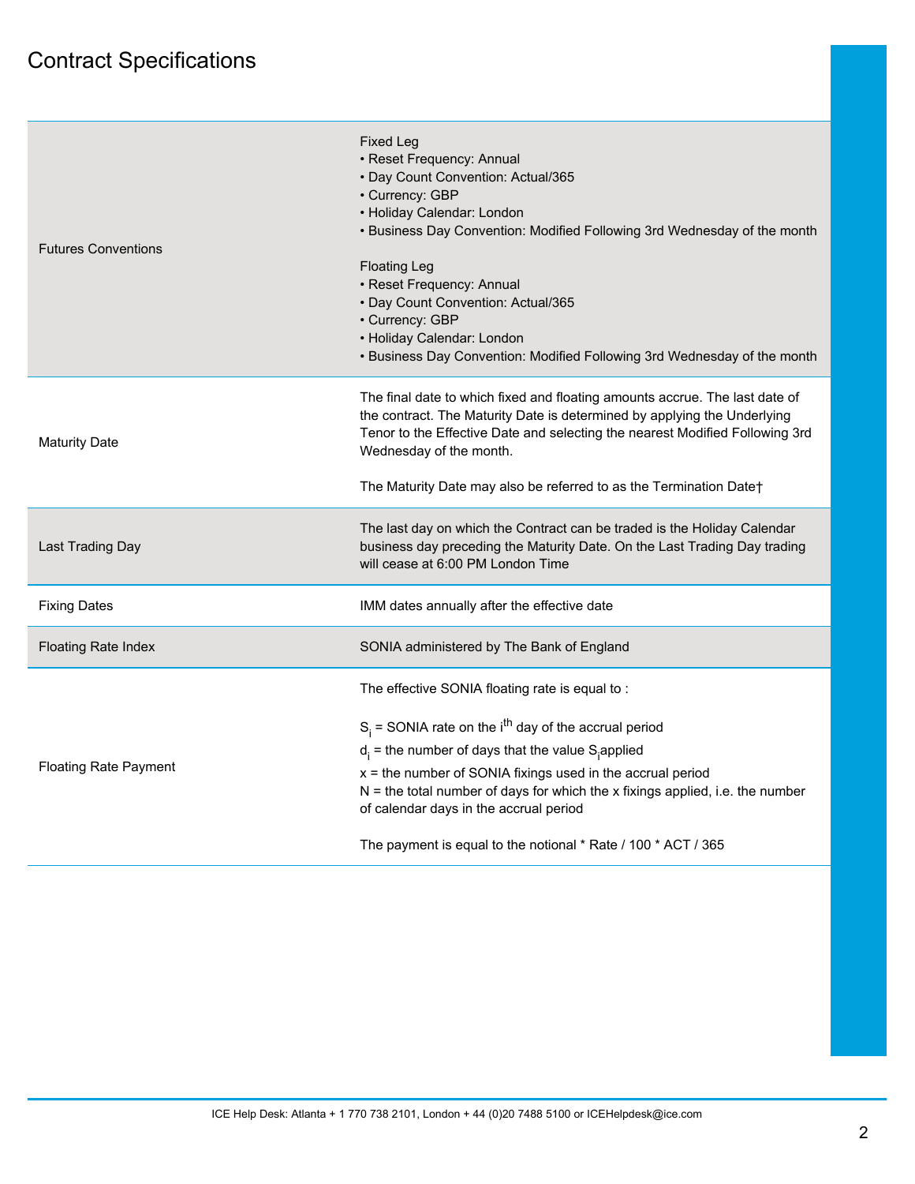# Contract Specifications

| | |
|---|---|
| Futures Conventions | Fixed Leg<br>• Reset Frequency: Annual<br>• Day Count Convention: Actual/365<br>• Currency: GBP<br>• Holiday Calendar: London<br>• Business Day Convention: Modified Following 3rd Wednesday of the month<br><br>Floating Leg<br>• Reset Frequency: Annual<br>• Day Count Convention: Actual/365<br>• Currency: GBP<br>• Holiday Calendar: London<br>• Business Day Convention: Modified Following 3rd Wednesday of the month |
| Maturity Date | The final date to which fixed and floating amounts accrue. The last date of the contract. The Maturity Date is determined by applying the Underlying Tenor to the Effective Date and selecting the nearest Modified Following 3rd Wednesday of the month.<br><br>The Maturity Date may also be referred to as the Termination Date† |
| Last Trading Day | The last day on which the Contract can be traded is the Holiday Calendar business day preceding the Maturity Date. On the Last Trading Day trading will cease at 6:00 PM London Time |
| Fixing Dates | IMM dates annually after the effective date |
| Floating Rate Index | SONIA administered by The Bank of England |
| Floating Rate Payment | The effective SONIA floating rate is equal to :<br><br>$S_i$ = SONIA rate on the $i^{th}$ day of the accrual period<br>$d_i$ = the number of days that the value $S_i$ applied<br>x = the number of SONIA fixings used in the accrual period<br>N = the total number of days for which the x fixings applied, i.e. the number of calendar days in the accrual period<br><br>The payment is equal to the notional * Rate / 100 * ACT / 365 |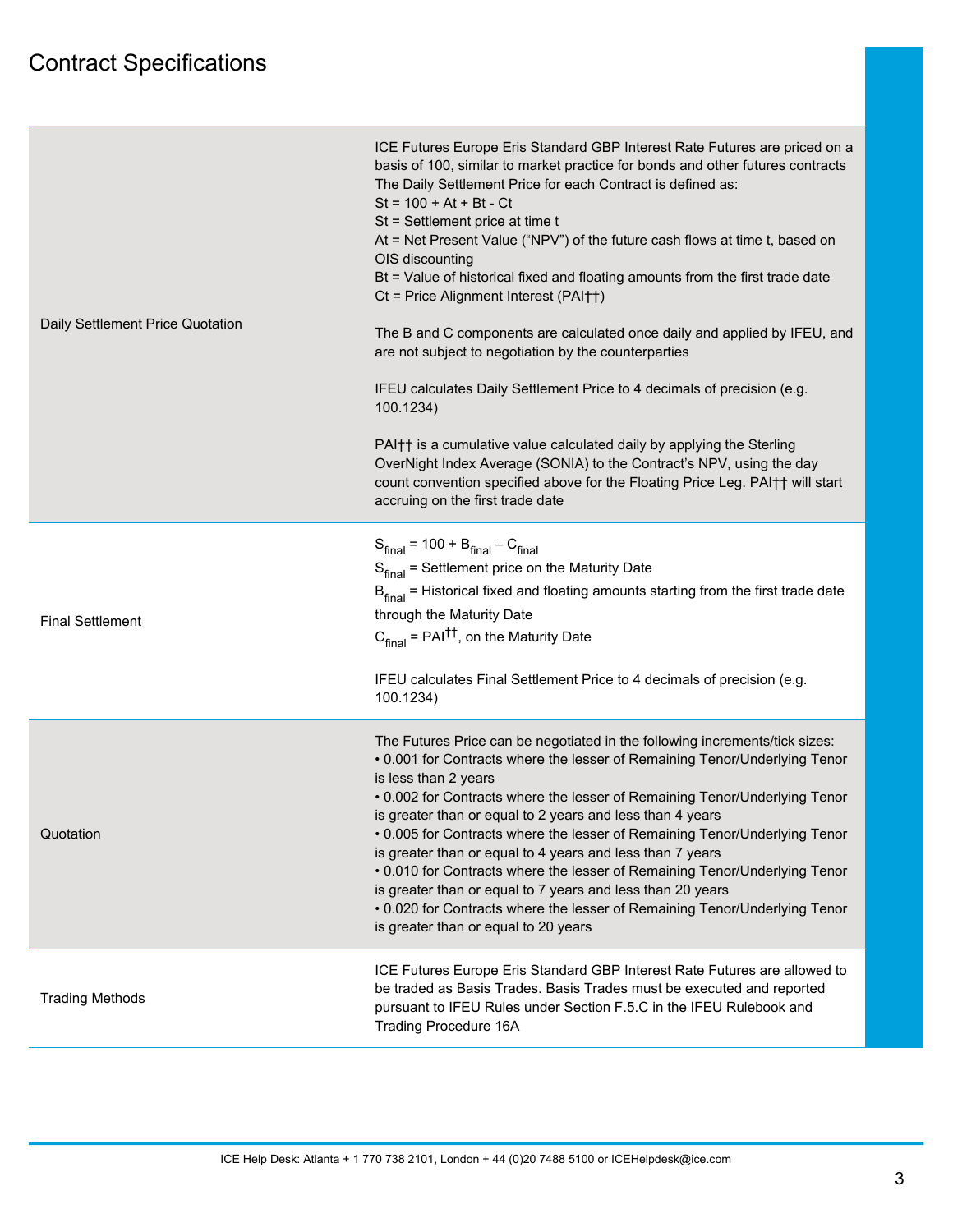# Contract Specifications

| | |
|---|---|
| Daily Settlement Price Quotation | ICE Futures Europe Eris Standard GBP Interest Rate Futures are priced on a basis of 100, similar to market practice for bonds and other futures contracts<br>The Daily Settlement Price for each Contract is defined as:<br>St = 100 + At + Bt - Ct<br>St = Settlement price at time t<br>At = Net Present Value ("NPV") of the future cash flows at time t, based on OIS discounting<br>Bt = Value of historical fixed and floating amounts from the first trade date<br>Ct = Price Alignment Interest (PAI††)<br><br>The B and C components are calculated once daily and applied by IFEU, and are not subject to negotiation by the counterparties<br><br>IFEU calculates Daily Settlement Price to 4 decimals of precision (e.g. 100.1234)<br><br>PAI†† is a cumulative value calculated daily by applying the Sterling OverNight Index Average (SONIA) to the Contract's NPV, using the day count convention specified above for the Floating Price Leg. PAI†† will start accruing on the first trade date |
| Final Settlement | $S_{final} = 100 + B_{final} – C_{final}$<br>$S_{final}$ = Settlement price on the Maturity Date<br>$B_{final}$ = Historical fixed and floating amounts starting from the first trade date through the Maturity Date<br>$C_{final}$ = PAI††, on the Maturity Date<br><br>IFEU calculates Final Settlement Price to 4 decimals of precision (e.g. 100.1234) |
| Quotation | The Futures Price can be negotiated in the following increments/tick sizes:<br>• 0.001 for Contracts where the lesser of Remaining Tenor/Underlying Tenor is less than 2 years<br>• 0.002 for Contracts where the lesser of Remaining Tenor/Underlying Tenor is greater than or equal to 2 years and less than 4 years<br>• 0.005 for Contracts where the lesser of Remaining Tenor/Underlying Tenor is greater than or equal to 4 years and less than 7 years<br>• 0.010 for Contracts where the lesser of Remaining Tenor/Underlying Tenor is greater than or equal to 7 years and less than 20 years<br>• 0.020 for Contracts where the lesser of Remaining Tenor/Underlying Tenor is greater than or equal to 20 years |
| Trading Methods | ICE Futures Europe Eris Standard GBP Interest Rate Futures are allowed to be traded as Basis Trades. Basis Trades must be executed and reported pursuant to IFEU Rules under Section F.5.C in the IFEU Rulebook and Trading Procedure 16A |

ICE Help Desk: Atlanta + 1 770 738 2101, London + 44 (0)20 7488 5100 or ICEHelpdesk@ice.com